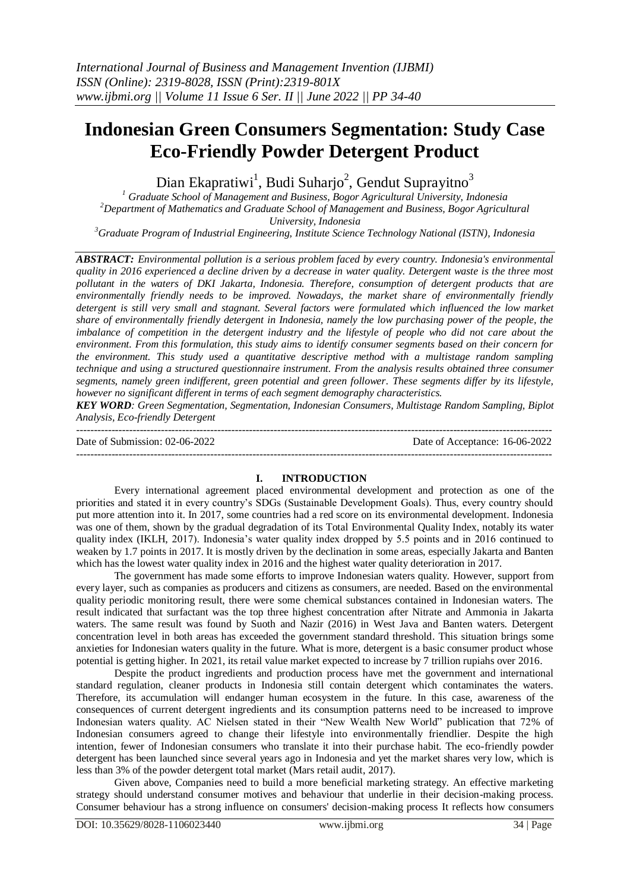# Indonesian Green Consumers Segmentation: Study Case Eco-Friendly Powder Detergent Product

Dian Ekapratiwi[1], Budi Suharjo[2], Gendut Suprayitno[3]

[1] *Graduate School of Management and Business, Bogor Agricultural University, Indonesia*
[2] *Department of Mathematics and Graduate School of Management and Business, Bogor Agricultural University, Indonesia*
[3] *Graduate Program of Industrial Engineering, Institute Science Technology National (ISTN), Indonesia*

***ABSTRACT:*** *Environmental pollution is a serious problem faced by every country. Indonesia's environmental quality in 2016 experienced a decline driven by a decrease in water quality. Detergent waste is the three most pollutant in the waters of DKI Jakarta, Indonesia. Therefore, consumption of detergent products that are environmentally friendly needs to be improved. Nowadays, the market share of environmentally friendly detergent is still very small and stagnant. Several factors were formulated which influenced the low market share of environmentally friendly detergent in Indonesia, namely the low purchasing power of the people, the imbalance of competition in the detergent industry and the lifestyle of people who did not care about the environment. From this formulation, this study aims to identify consumer segments based on their concern for the environment. This study used a quantitative descriptive method with a multistage random sampling technique and using a structured questionnaire instrument. From the analysis results obtained three consumer segments, namely green indifferent, green potential and green follower. These segments differ by its lifestyle, however no significant different in terms of each segment demography characteristics.*

***KEY WORD****: Green Segmentation, Segmentation, Indonesian Consumers, Multistage Random Sampling, Biplot Analysis, Eco-friendly Detergent*

Date of Submission: 02-06-2022 — Date of Acceptance: 16-06-2022

## I. INTRODUCTION

Every international agreement placed environmental development and protection as one of the priorities and stated it in every country's SDGs (Sustainable Development Goals). Thus, every country should put more attention into it. In 2017, some countries had a red score on its environmental development. Indonesia was one of them, shown by the gradual degradation of its Total Environmental Quality Index, notably its water quality index (IKLH, 2017). Indonesia's water quality index dropped by 5.5 points and in 2016 continued to weaken by 1.7 points in 2017. It is mostly driven by the declination in some areas, especially Jakarta and Banten which has the lowest water quality index in 2016 and the highest water quality deterioration in 2017.

The government has made some efforts to improve Indonesian waters quality. However, support from every layer, such as companies as producers and citizens as consumers, are needed. Based on the environmental quality periodic monitoring result, there were some chemical substances contained in Indonesian waters. The result indicated that surfactant was the top three highest concentration after Nitrate and Ammonia in Jakarta waters. The same result was found by Suoth and Nazir (2016) in West Java and Banten waters. Detergent concentration level in both areas has exceeded the government standard threshold. This situation brings some anxieties for Indonesian waters quality in the future. What is more, detergent is a basic consumer product whose potential is getting higher. In 2021, its retail value market expected to increase by 7 trillion rupiahs over 2016.

Despite the product ingredients and production process have met the government and international standard regulation, cleaner products in Indonesia still contain detergent which contaminates the waters. Therefore, its accumulation will endanger human ecosystem in the future. In this case, awareness of the consequences of current detergent ingredients and its consumption patterns need to be increased to improve Indonesian waters quality. AC Nielsen stated in their "New Wealth New World" publication that 72% of Indonesian consumers agreed to change their lifestyle into environmentally friendlier. Despite the high intention, fewer of Indonesian consumers who translate it into their purchase habit. The eco-friendly powder detergent has been launched since several years ago in Indonesia and yet the market shares very low, which is less than 3% of the powder detergent total market (Mars retail audit, 2017).

Given above, Companies need to build a more beneficial marketing strategy. An effective marketing strategy should understand consumer motives and behaviour that underlie in their decision-making process. Consumer behaviour has a strong influence on consumers' decision-making process It reflects how consumers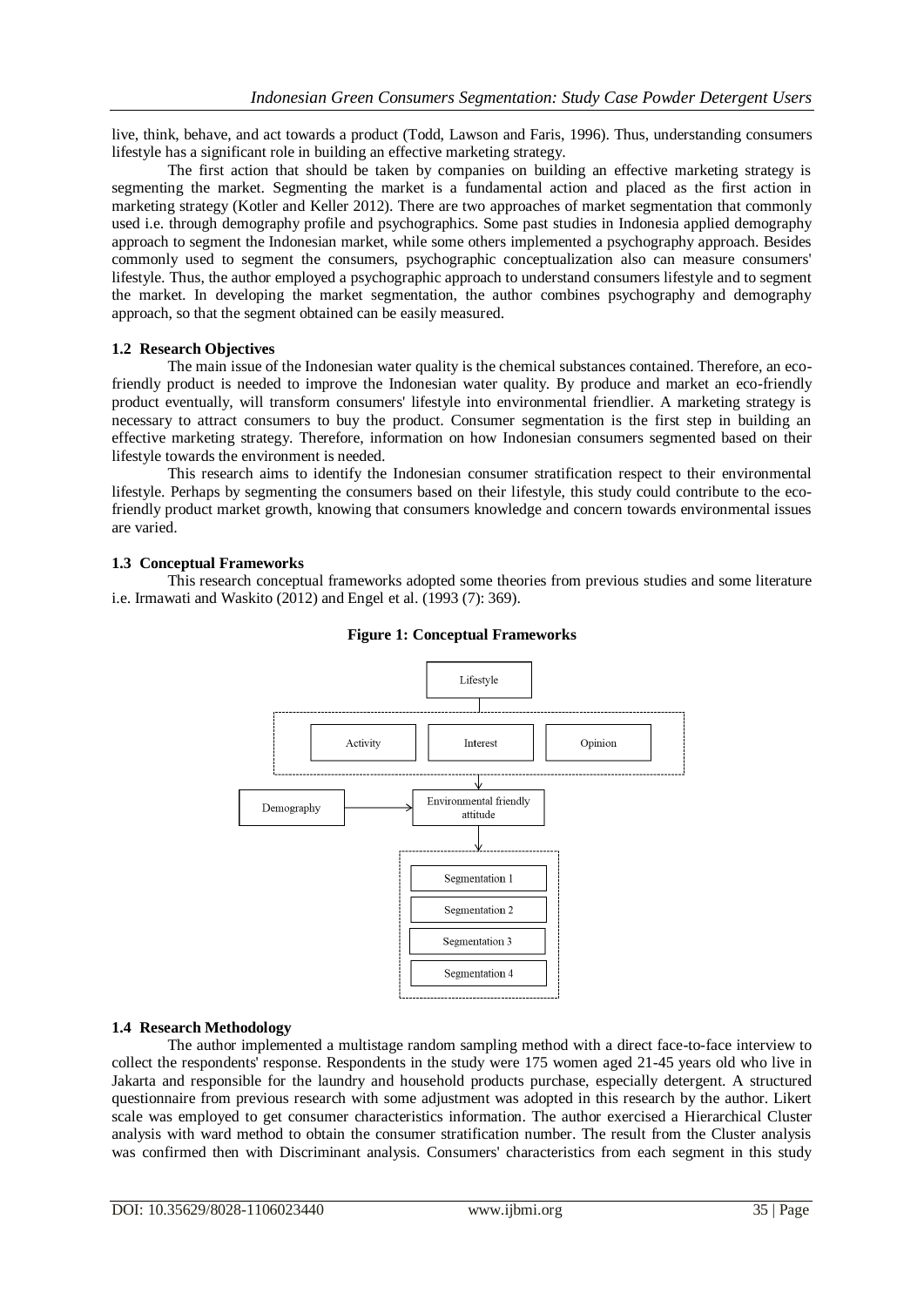live, think, behave, and act towards a product (Todd, Lawson and Faris, 1996). Thus, understanding consumers lifestyle has a significant role in building an effective marketing strategy.

The first action that should be taken by companies on building an effective marketing strategy is segmenting the market. Segmenting the market is a fundamental action and placed as the first action in marketing strategy (Kotler and Keller 2012). There are two approaches of market segmentation that commonly used i.e. through demography profile and psychographics. Some past studies in Indonesia applied demography approach to segment the Indonesian market, while some others implemented a psychography approach. Besides commonly used to segment the consumers, psychographic conceptualization also can measure consumers' lifestyle. Thus, the author employed a psychographic approach to understand consumers lifestyle and to segment the market. In developing the market segmentation, the author combines psychography and demography approach, so that the segment obtained can be easily measured.

### 1.2 Research Objectives

The main issue of the Indonesian water quality is the chemical substances contained. Therefore, an eco-friendly product is needed to improve the Indonesian water quality. By produce and market an eco-friendly product eventually, will transform consumers' lifestyle into environmental friendlier. A marketing strategy is necessary to attract consumers to buy the product. Consumer segmentation is the first step in building an effective marketing strategy. Therefore, information on how Indonesian consumers segmented based on their lifestyle towards the environment is needed.

This research aims to identify the Indonesian consumer stratification respect to their environmental lifestyle. Perhaps by segmenting the consumers based on their lifestyle, this study could contribute to the eco-friendly product market growth, knowing that consumers knowledge and concern towards environmental issues are varied.

### 1.3 Conceptual Frameworks

This research conceptual frameworks adopted some theories from previous studies and some literature i.e. Irmawati and Waskito (2012) and Engel et al. (1993 (7): 369).

**Figure 1: Conceptual Frameworks**

Lifestyle

Activity

Interest

Opinion

Demography

Environmental friendly attitude

Segmentation 1

Segmentation 2

Segmentation 3

Segmentation 4

### 1.4 Research Methodology

The author implemented a multistage random sampling method with a direct face-to-face interview to collect the respondents' response. Respondents in the study were 175 women aged 21-45 years old who live in Jakarta and responsible for the laundry and household products purchase, especially detergent. A structured questionnaire from previous research with some adjustment was adopted in this research by the author. Likert scale was employed to get consumer characteristics information. The author exercised a Hierarchical Cluster analysis with ward method to obtain the consumer stratification number. The result from the Cluster analysis was confirmed then with Discriminant analysis. Consumers' characteristics from each segment in this study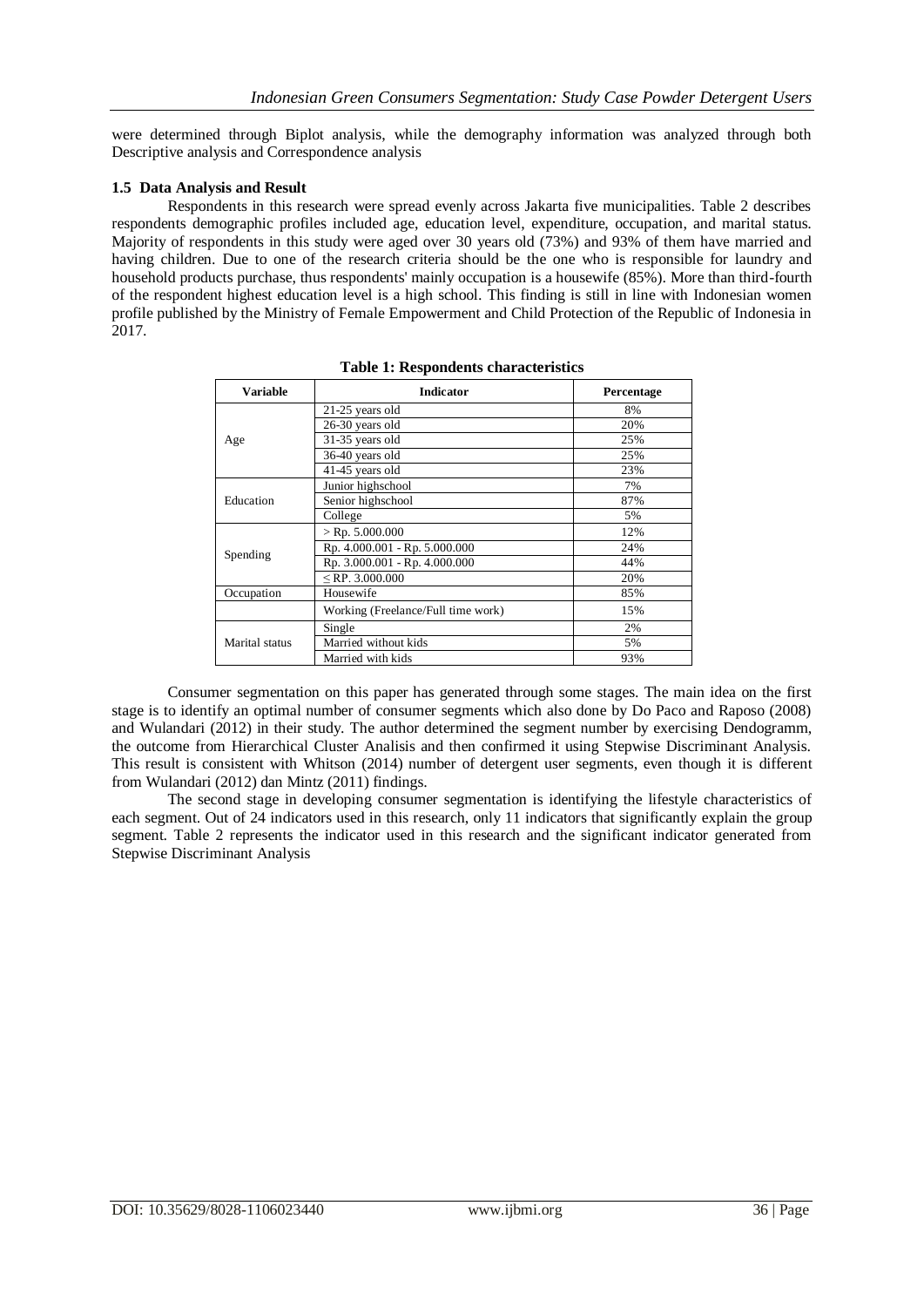were determined through Biplot analysis, while the demography information was analyzed through both Descriptive analysis and Correspondence analysis

### 1.5 Data Analysis and Result

Respondents in this research were spread evenly across Jakarta five municipalities. Table 2 describes respondents demographic profiles included age, education level, expenditure, occupation, and marital status. Majority of respondents in this study were aged over 30 years old (73%) and 93% of them have married and having children. Due to one of the research criteria should be the one who is responsible for laundry and household products purchase, thus respondents' mainly occupation is a housewife (85%). More than third-fourth of the respondent highest education level is a high school. This finding is still in line with Indonesian women profile published by the Ministry of Female Empowerment and Child Protection of the Republic of Indonesia in 2017.

**Table 1: Respondents characteristics**

| Variable | Indicator | Percentage |
|---|---|---|
| Age | 21-25 years old | 8% |
| | 26-30 years old | 20% |
| | 31-35 years old | 25% |
| | 36-40 years old | 25% |
| | 41-45 years old | 23% |
| Education | Junior highschool | 7% |
| | Senior highschool | 87% |
| | College | 5% |
| Spending | > Rp. 5.000.000 | 12% |
| | Rp. 4.000.001 - Rp. 5.000.000 | 24% |
| | Rp. 3.000.001 - Rp. 4.000.000 | 44% |
| | ≤ RP. 3.000.000 | 20% |
| Occupation | Housewife | 85% |
| | Working (Freelance/Full time work) | 15% |
| Marital status | Single | 2% |
| | Married without kids | 5% |
| | Married with kids | 93% |

Consumer segmentation on this paper has generated through some stages. The main idea on the first stage is to identify an optimal number of consumer segments which also done by Do Paco and Raposo (2008) and Wulandari (2012) in their study. The author determined the segment number by exercising Dendogramm, the outcome from Hierarchical Cluster Analisis and then confirmed it using Stepwise Discriminant Analysis. This result is consistent with Whitson (2014) number of detergent user segments, even though it is different from Wulandari (2012) dan Mintz (2011) findings.

The second stage in developing consumer segmentation is identifying the lifestyle characteristics of each segment. Out of 24 indicators used in this research, only 11 indicators that significantly explain the group segment. Table 2 represents the indicator used in this research and the significant indicator generated from Stepwise Discriminant Analysis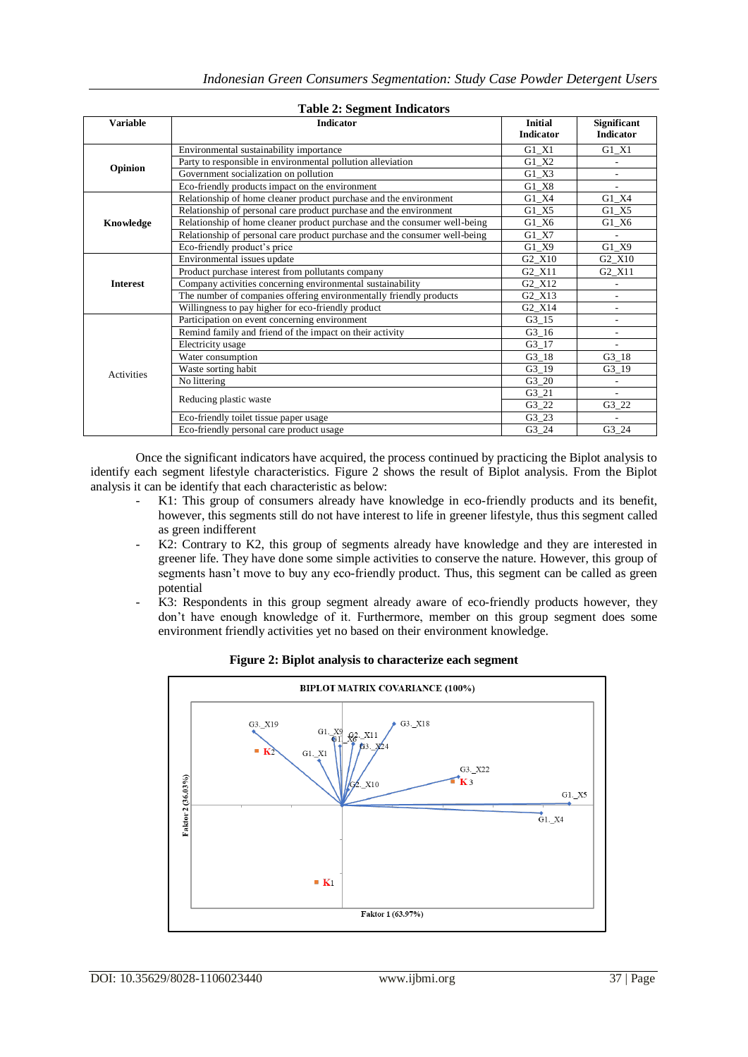**Table 2: Segment Indicators**

| Variable | Indicator | Initial Indicator | Significant Indicator |
|---|---|---|---|
| **Opinion** | Environmental sustainability importance | G1_X1 | G1_X1 |
| | Party to responsible in environmental pollution alleviation | G1_X2 | - |
| | Government socialization on pollution | G1_X3 | - |
| | Eco-friendly products impact on the environment | G1_X8 | - |
| **Knowledge** | Relationship of home cleaner product purchase and the environment | G1_X4 | G1_X4 |
| | Relationship of personal care product purchase and the environment | G1_X5 | G1_X5 |
| | Relationship of home cleaner product purchase and the consumer well-being | G1_X6 | G1_X6 |
| | Relationship of personal care product purchase and the consumer well-being | G1_X7 | - |
| | Eco-friendly product's price | G1_X9 | G1_X9 |
| **Interest** | Environmental issues update | G2_X10 | G2_X10 |
| | Product purchase interest from pollutants company | G2_X11 | G2_X11 |
| | Company activities concerning environmental sustainability | G2_X12 | - |
| | The number of companies offering environmentally friendly products | G2_X13 | - |
| | Willingness to pay higher for eco-friendly product | G2_X14 | - |
| Activities | Participation on event concerning environment | G3_15 | - |
| | Remind family and friend of the impact on their activity | G3_16 | - |
| | Electricity usage | G3_17 | - |
| | Water consumption | G3_18 | G3_18 |
| | Waste sorting habit | G3_19 | G3_19 |
| | No littering | G3_20 | - |
| | Reducing plastic waste | G3_21 | - |
| | | G3_22 | G3_22 |
| | Eco-friendly toilet tissue paper usage | G3_23 | - |
| | Eco-friendly personal care product usage | G3_24 | G3_24 |

Once the significant indicators have acquired, the process continued by practicing the Biplot analysis to identify each segment lifestyle characteristics. Figure 2 shows the result of Biplot analysis. From the Biplot analysis it can be identify that each characteristic as below:

- K1: This group of consumers already have knowledge in eco-friendly products and its benefit, however, this segments still do not have interest to life in greener lifestyle, thus this segment called as green indifferent
- K2: Contrary to K2, this group of segments already have knowledge and they are interested in greener life. They have done some simple activities to conserve the nature. However, this group of segments hasn't move to buy any eco-friendly product. Thus, this segment can be called as green potential
- K3: Respondents in this group segment already aware of eco-friendly products however, they don't have enough knowledge of it. Furthermore, member on this group segment does some environment friendly activities yet no based on their environment knowledge.

**Figure 2: Biplot analysis to characterize each segment**

BIPLOT MATRIX COVARIANCE (100%)

G3._X19
G1._X9
G1._X6
G2._X11
G3._X18
G3._X24
K2
G1._X1
G3._X22
K3
G2._X10
G1._X5
G1._X4
K1

Faktor 2 (36.03%)

Faktor 1 (63.97%)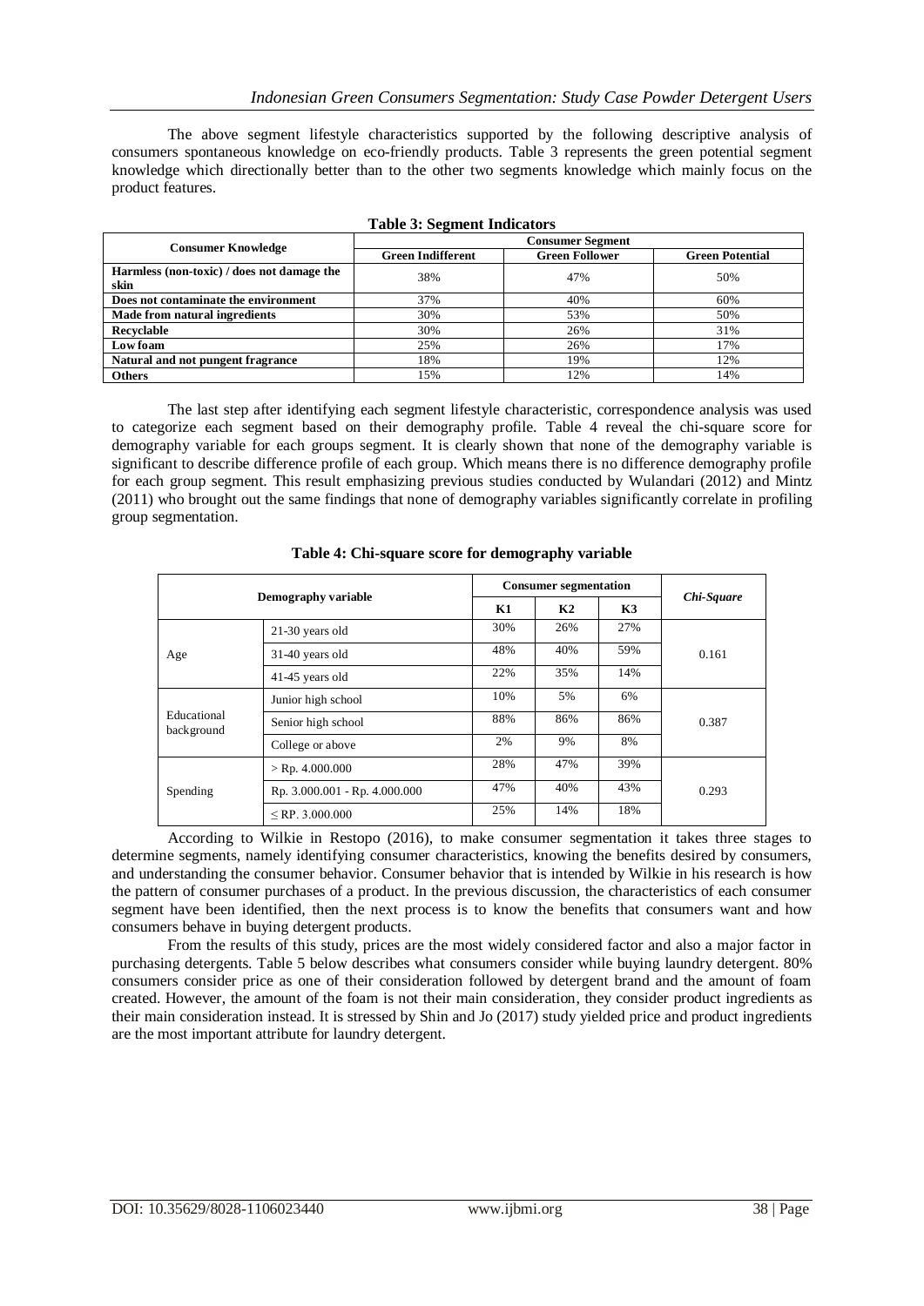The above segment lifestyle characteristics supported by the following descriptive analysis of consumers spontaneous knowledge on eco-friendly products. Table 3 represents the green potential segment knowledge which directionally better than to the other two segments knowledge which mainly focus on the product features.

**Table 3: Segment Indicators**

| Consumer Knowledge | Consumer Segment | | |
|---|---|---|---|
| | Green Indifferent | Green Follower | Green Potential |
| **Harmless (non-toxic) / does not damage the skin** | 38% | 47% | 50% |
| **Does not contaminate the environment** | 37% | 40% | 60% |
| **Made from natural ingredients** | 30% | 53% | 50% |
| **Recyclable** | 30% | 26% | 31% |
| **Low foam** | 25% | 26% | 17% |
| **Natural and not pungent fragrance** | 18% | 19% | 12% |
| **Others** | 15% | 12% | 14% |

The last step after identifying each segment lifestyle characteristic, correspondence analysis was used to categorize each segment based on their demography profile. Table 4 reveal the chi-square score for demography variable for each groups segment. It is clearly shown that none of the demography variable is significant to describe difference profile of each group. Which means there is no difference demography profile for each group segment. This result emphasizing previous studies conducted by Wulandari (2012) and Mintz (2011) who brought out the same findings that none of demography variables significantly correlate in profiling group segmentation.

**Table 4: Chi-square score for demography variable**

| Demography variable | | Consumer segmentation | | | *Chi-Square* |
|---|---|---|---|---|---|
| | | K1 | K2 | K3 | |
| Age | 21-30 years old | 30% | 26% | 27% | 0.161 |
| | 31-40 years old | 48% | 40% | 59% | |
| | 41-45 years old | 22% | 35% | 14% | |
| Educational background | Junior high school | 10% | 5% | 6% | 0.387 |
| | Senior high school | 88% | 86% | 86% | |
| | College or above | 2% | 9% | 8% | |
| Spending | > Rp. 4.000.000 | 28% | 47% | 39% | 0.293 |
| | Rp. 3.000.001 - Rp. 4.000.000 | 47% | 40% | 43% | |
| | ≤ RP. 3.000.000 | 25% | 14% | 18% | |

According to Wilkie in Restopo (2016), to make consumer segmentation it takes three stages to determine segments, namely identifying consumer characteristics, knowing the benefits desired by consumers, and understanding the consumer behavior. Consumer behavior that is intended by Wilkie in his research is how the pattern of consumer purchases of a product. In the previous discussion, the characteristics of each consumer segment have been identified, then the next process is to know the benefits that consumers want and how consumers behave in buying detergent products.

From the results of this study, prices are the most widely considered factor and also a major factor in purchasing detergents. Table 5 below describes what consumers consider while buying laundry detergent. 80% consumers consider price as one of their consideration followed by detergent brand and the amount of foam created. However, the amount of the foam is not their main consideration, they consider product ingredients as their main consideration instead. It is stressed by Shin and Jo (2017) study yielded price and product ingredients are the most important attribute for laundry detergent.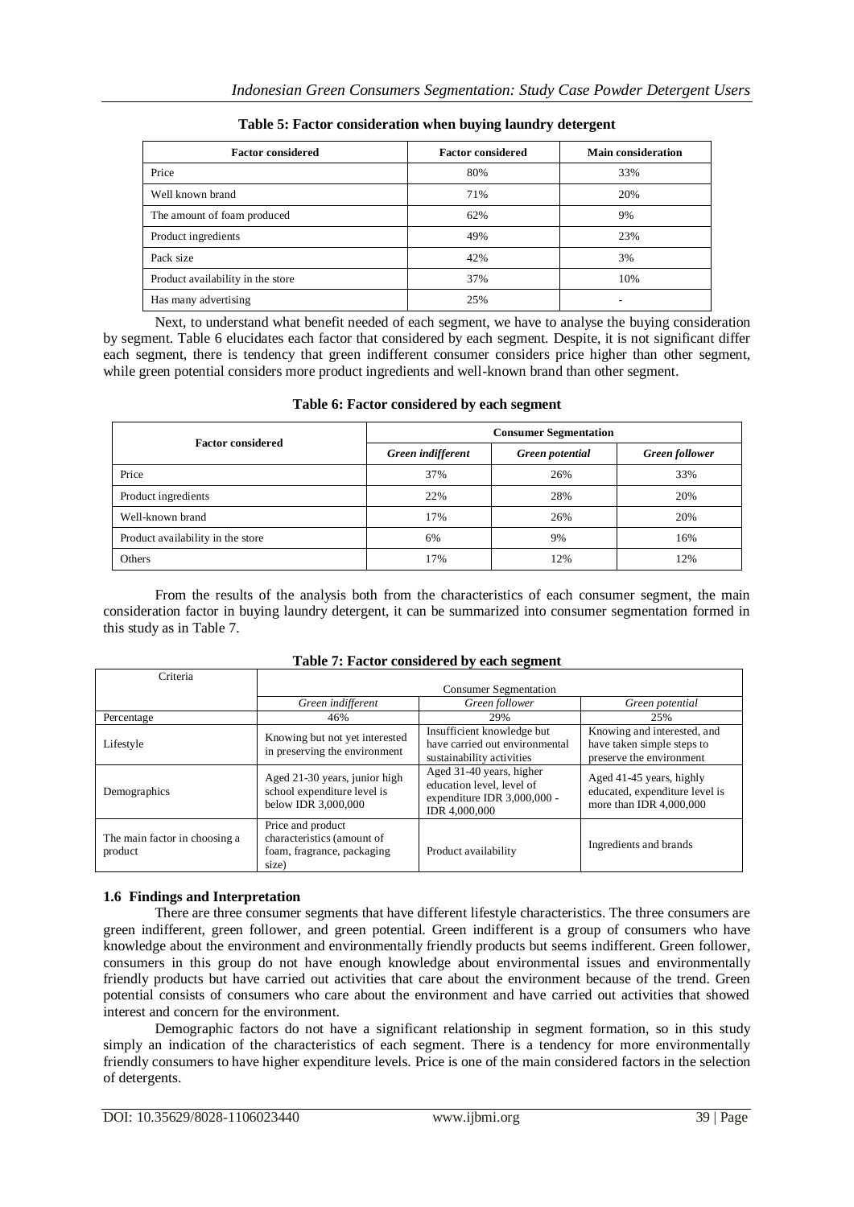**Table 5: Factor consideration when buying laundry detergent**

| Factor considered | Factor considered | Main consideration |
|---|---|---|
| Price | 80% | 33% |
| Well known brand | 71% | 20% |
| The amount of foam produced | 62% | 9% |
| Product ingredients | 49% | 23% |
| Pack size | 42% | 3% |
| Product availability in the store | 37% | 10% |
| Has many advertising | 25% | - |

Next, to understand what benefit needed of each segment, we have to analyse the buying consideration by segment. Table 6 elucidates each factor that considered by each segment. Despite, it is not significant differ each segment, there is tendency that green indifferent consumer considers price higher than other segment, while green potential considers more product ingredients and well-known brand than other segment.

**Table 6: Factor considered by each segment**

| Factor considered | Consumer Segmentation | | |
|---|---|---|---|
| | *Green indifferent* | *Green potential* | *Green follower* |
| Price | 37% | 26% | 33% |
| Product ingredients | 22% | 28% | 20% |
| Well-known brand | 17% | 26% | 20% |
| Product availability in the store | 6% | 9% | 16% |
| Others | 17% | 12% | 12% |

From the results of the analysis both from the characteristics of each consumer segment, the main consideration factor in buying laundry detergent, it can be summarized into consumer segmentation formed in this study as in Table 7.

**Table 7: Factor considered by each segment**

| Criteria | Consumer Segmentation | | |
|---|---|---|---|
| | *Green indifferent* | *Green follower* | *Green potential* |
| Percentage | 46% | 29% | 25% |
| Lifestyle | Knowing but not yet interested in preserving the environment | Insufficient knowledge but have carried out environmental sustainability activities | Knowing and interested, and have taken simple steps to preserve the environment |
| Demographics | Aged 21-30 years, junior high school expenditure level is below IDR 3,000,000 | Aged 31-40 years, higher education level, level of expenditure IDR 3,000,000 - IDR 4,000,000 | Aged 41-45 years, highly educated, expenditure level is more than IDR 4,000,000 |
| The main factor in choosing a product | Price and product characteristics (amount of foam, fragrance, packaging size) | Product availability | Ingredients and brands |

### 1.6 Findings and Interpretation

There are three consumer segments that have different lifestyle characteristics. The three consumers are green indifferent, green follower, and green potential. Green indifferent is a group of consumers who have knowledge about the environment and environmentally friendly products but seems indifferent. Green follower, consumers in this group do not have enough knowledge about environmental issues and environmentally friendly products but have carried out activities that care about the environment because of the trend. Green potential consists of consumers who care about the environment and have carried out activities that showed interest and concern for the environment.

Demographic factors do not have a significant relationship in segment formation, so in this study simply an indication of the characteristics of each segment. There is a tendency for more environmentally friendly consumers to have higher expenditure levels. Price is one of the main considered factors in the selection of detergents.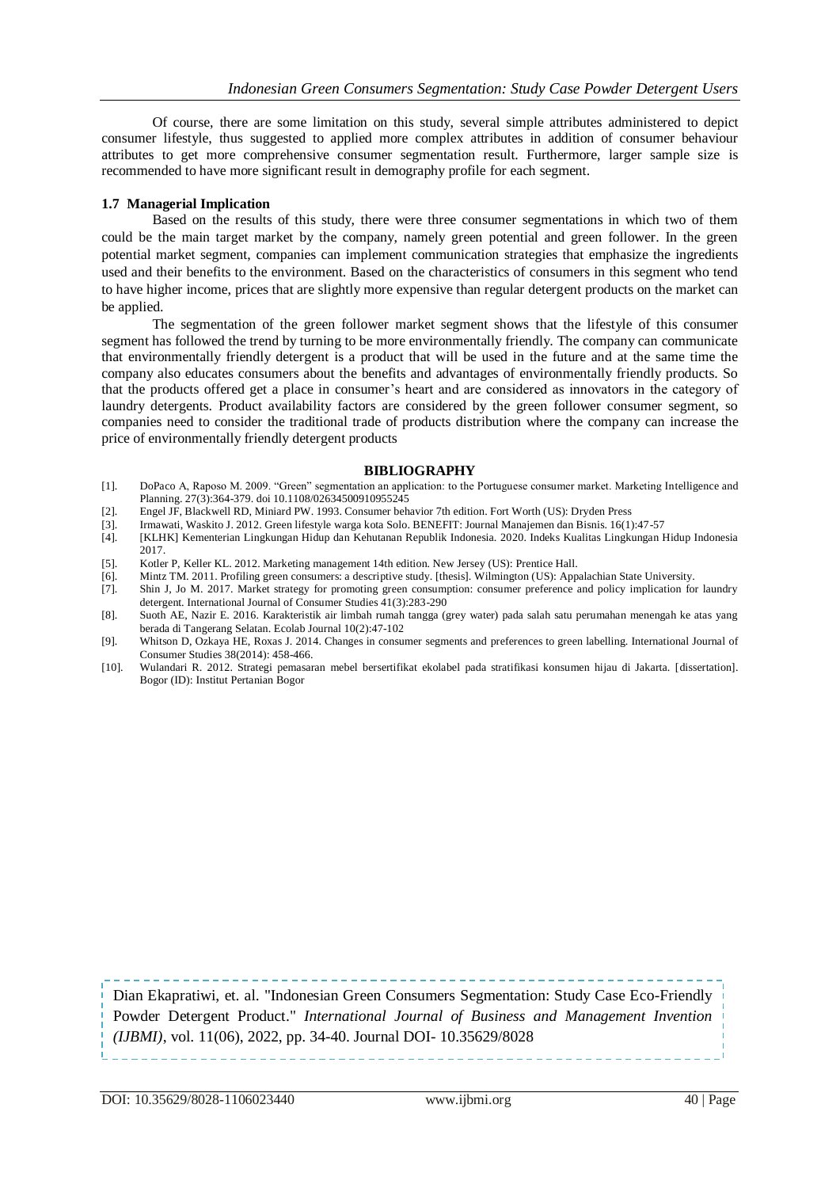Of course, there are some limitation on this study, several simple attributes administered to depict consumer lifestyle, thus suggested to applied more complex attributes in addition of consumer behaviour attributes to get more comprehensive consumer segmentation result. Furthermore, larger sample size is recommended to have more significant result in demography profile for each segment.

### 1.7 Managerial Implication

Based on the results of this study, there were three consumer segmentations in which two of them could be the main target market by the company, namely green potential and green follower. In the green potential market segment, companies can implement communication strategies that emphasize the ingredients used and their benefits to the environment. Based on the characteristics of consumers in this segment who tend to have higher income, prices that are slightly more expensive than regular detergent products on the market can be applied.

The segmentation of the green follower market segment shows that the lifestyle of this consumer segment has followed the trend by turning to be more environmentally friendly. The company can communicate that environmentally friendly detergent is a product that will be used in the future and at the same time the company also educates consumers about the benefits and advantages of environmentally friendly products. So that the products offered get a place in consumer's heart and are considered as innovators in the category of laundry detergents. Product availability factors are considered by the green follower consumer segment, so companies need to consider the traditional trade of products distribution where the company can increase the price of environmentally friendly detergent products

## BIBLIOGRAPHY

[1]. DoPaco A, Raposo M. 2009. "Green" segmentation an application: to the Portuguese consumer market. Marketing Intelligence and Planning. 27(3):364-379. doi 10.1108/02634500910955245

[2]. Engel JF, Blackwell RD, Miniard PW. 1993. Consumer behavior 7th edition. Fort Worth (US): Dryden Press

[3]. Irmawati, Waskito J. 2012. Green lifestyle warga kota Solo. BENEFIT: Journal Manajemen dan Bisnis. 16(1):47-57

[4]. [KLHK] Kementerian Lingkungan Hidup dan Kehutanan Republik Indonesia. 2020. Indeks Kualitas Lingkungan Hidup Indonesia 2017.

[5]. Kotler P, Keller KL. 2012. Marketing management 14th edition. New Jersey (US): Prentice Hall.

[6]. Mintz TM. 2011. Profiling green consumers: a descriptive study. [thesis]. Wilmington (US): Appalachian State University.

[7]. Shin J, Jo M. 2017. Market strategy for promoting green consumption: consumer preference and policy implication for laundry detergent. International Journal of Consumer Studies 41(3):283-290

[8]. Suoth AE, Nazir E. 2016. Karakteristik air limbah rumah tangga (grey water) pada salah satu perumahan menengah ke atas yang berada di Tangerang Selatan. Ecolab Journal 10(2):47-102

[9]. Whitson D, Ozkaya HE, Roxas J. 2014. Changes in consumer segments and preferences to green labelling. International Journal of Consumer Studies 38(2014): 458-466.

[10]. Wulandari R. 2012. Strategi pemasaran mebel bersertifikat ekolabel pada stratifikasi konsumen hijau di Jakarta. [dissertation]. Bogor (ID): Institut Pertanian Bogor

Dian Ekapratiwi, et. al. "Indonesian Green Consumers Segmentation: Study Case Eco-Friendly Powder Detergent Product." *International Journal of Business and Management Invention (IJBMI)*, vol. 11(06), 2022, pp. 34-40. Journal DOI- 10.35629/8028